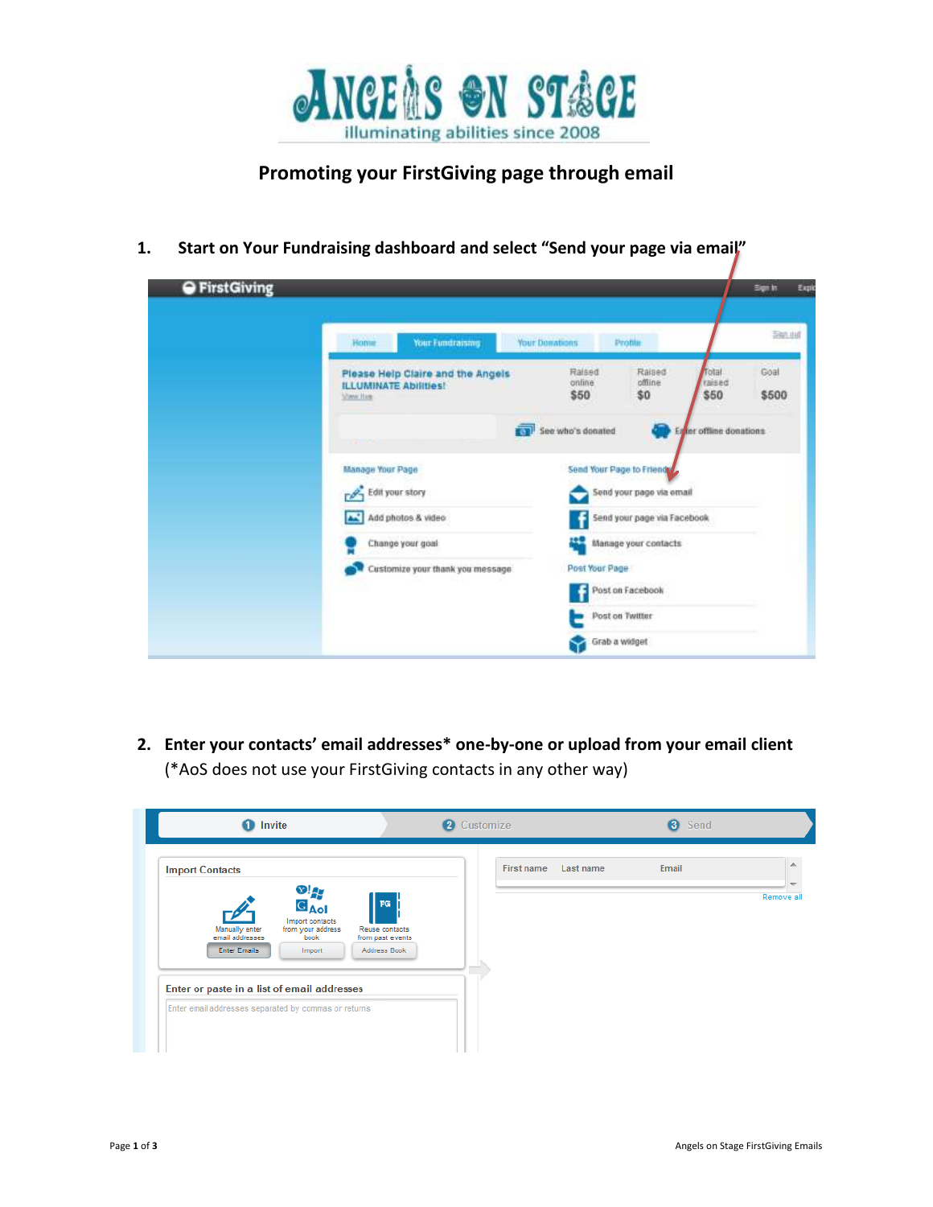# ANGELS ON STAGE

illuminating abilities since 2008

## Promoting your FirstGiving page through email

1. **Start on Your Fundraising dashboard and select "Send your page via email"**

2. **Enter your contacts' email addresses* one-by-one or upload from your email client** (*AoS does not use your FirstGiving contacts in any other way)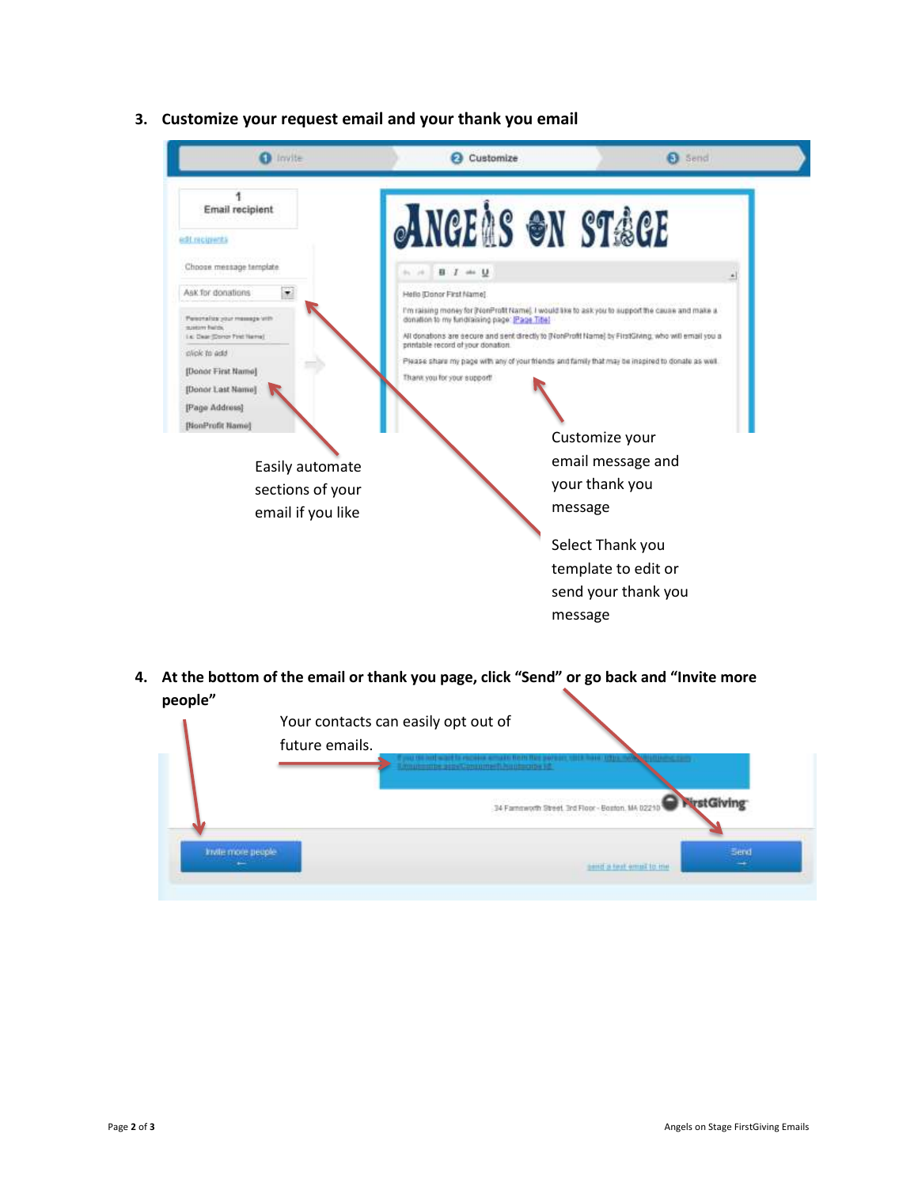3. **Customize your request email and your thank you email**

Easily automate sections of your email if you like

Customize your email message and your thank you message

Select Thank you template to edit or send your thank you message

4. **At the bottom of the email or thank you page, click "Send" or go back and "Invite more people"**

Your contacts can easily opt out of future emails.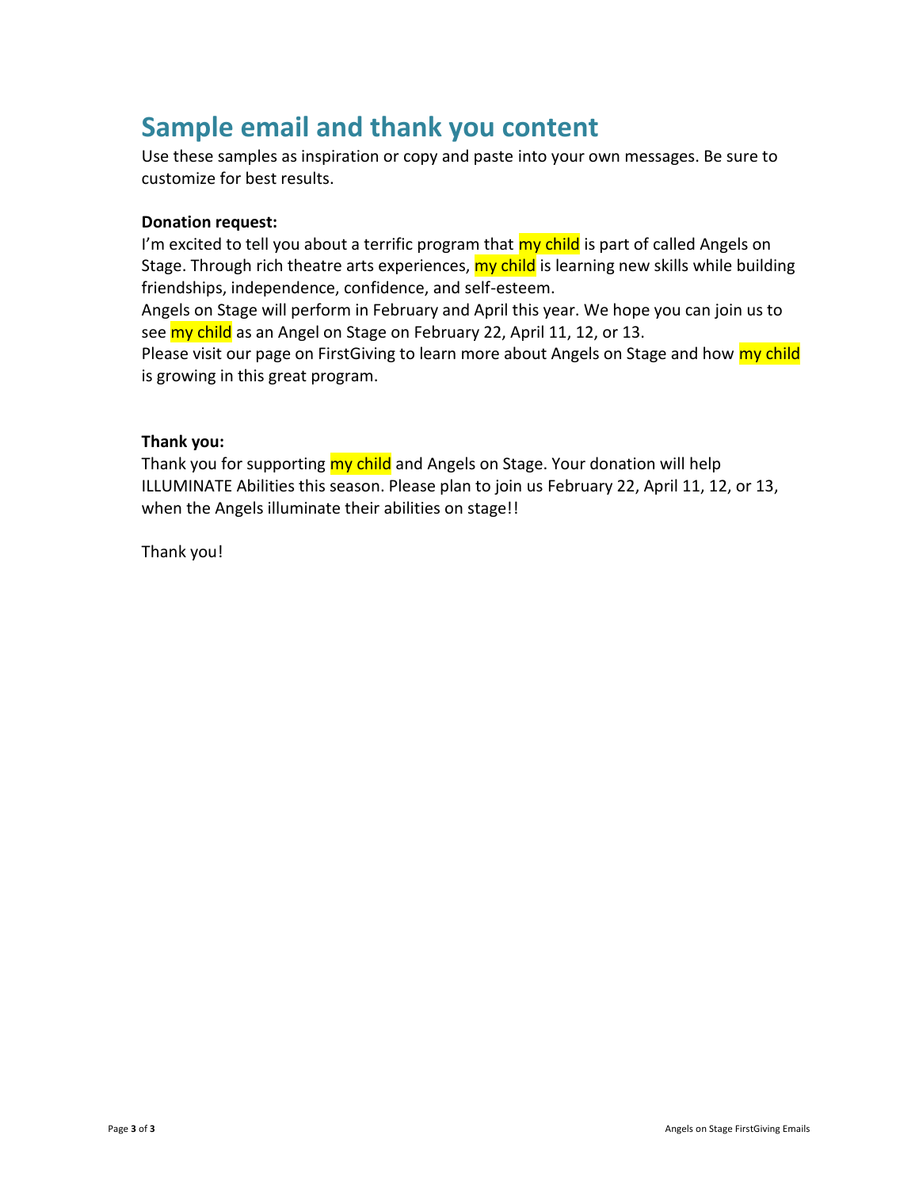# Sample email and thank you content

Use these samples as inspiration or copy and paste into your own messages. Be sure to customize for best results.

**Donation request:**

I'm excited to tell you about a terrific program that my child is part of called Angels on Stage. Through rich theatre arts experiences, my child is learning new skills while building friendships, independence, confidence, and self-esteem.

Angels on Stage will perform in February and April this year. We hope you can join us to see my child as an Angel on Stage on February 22, April 11, 12, or 13.

Please visit our page on FirstGiving to learn more about Angels on Stage and how my child is growing in this great program.

**Thank you:**

Thank you for supporting my child and Angels on Stage. Your donation will help ILLUMINATE Abilities this season. Please plan to join us February 22, April 11, 12, or 13, when the Angels illuminate their abilities on stage!!

Thank you!